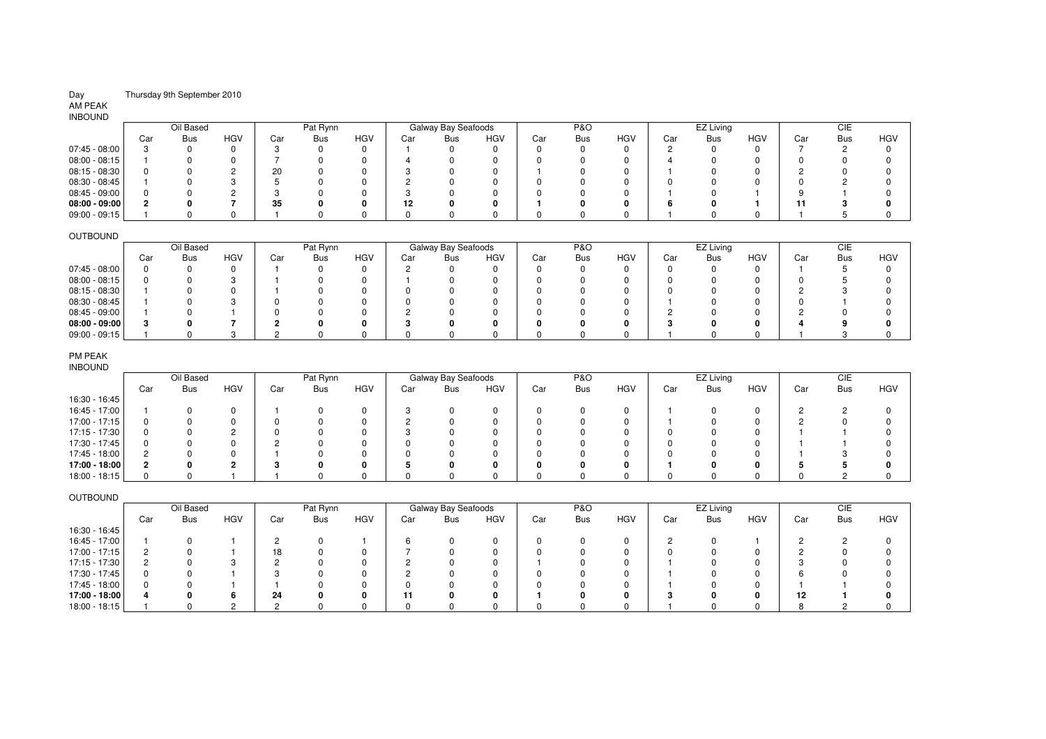Day Thursday 9th September 2010

AM PEAK

INBOUND

| | Oil Based | | | Pat Rynn | | | Galway Bay Seafoods | | | P&O | | | EZ Living | | | CIE | | |
|---|---|---|---|---|---|---|---|---|---|---|---|---|---|---|---|---|---|---|
| | Car | Bus | HGV | Car | Bus | HGV | Car | Bus | HGV | Car | Bus | HGV | Car | Bus | HGV | Car | Bus | HGV |
| 07:45 - 08:00 | 3 | 0 | 0 | 3 | 0 | 0 | 1 | 0 | 0 | 0 | 0 | 0 | 2 | 0 | 0 | 7 | 2 | 0 |
| 08:00 - 08:15 | 1 | 0 | 0 | 7 | 0 | 0 | 4 | 0 | 0 | 0 | 0 | 0 | 4 | 0 | 0 | 0 | 0 | 0 |
| 08:15 - 08:30 | 0 | 0 | 2 | 20 | 0 | 0 | 3 | 0 | 0 | 1 | 0 | 0 | 1 | 0 | 0 | 2 | 0 | 0 |
| 08:30 - 08:45 | 1 | 0 | 3 | 5 | 0 | 0 | 2 | 0 | 0 | 0 | 0 | 0 | 0 | 0 | 0 | 0 | 2 | 0 |
| 08:45 - 09:00 | 0 | 0 | 2 | 3 | 0 | 0 | 3 | 0 | 0 | 0 | 0 | 0 | 1 | 0 | 1 | 9 | 1 | 0 |
| **08:00 - 09:00** | **2** | **0** | **7** | **35** | **0** | **0** | **12** | **0** | **0** | **1** | **0** | **0** | **6** | **0** | **1** | **11** | **3** | **0** |
| 09:00 - 09:15 | 1 | 0 | 0 | 1 | 0 | 0 | 0 | 0 | 0 | 0 | 0 | 0 | 1 | 0 | 0 | 1 | 5 | 0 |

OUTBOUND

| | Oil Based | | | Pat Rynn | | | Galway Bay Seafoods | | | P&O | | | EZ Living | | | CIE | | |
|---|---|---|---|---|---|---|---|---|---|---|---|---|---|---|---|---|---|---|
| | Car | Bus | HGV | Car | Bus | HGV | Car | Bus | HGV | Car | Bus | HGV | Car | Bus | HGV | Car | Bus | HGV |
| 07:45 - 08:00 | 0 | 0 | 0 | 1 | 0 | 0 | 2 | 0 | 0 | 0 | 0 | 0 | 0 | 0 | 0 | 1 | 5 | 0 |
| 08:00 - 08:15 | 0 | 0 | 3 | 1 | 0 | 0 | 1 | 0 | 0 | 0 | 0 | 0 | 0 | 0 | 0 | 0 | 5 | 0 |
| 08:15 - 08:30 | 1 | 0 | 0 | 1 | 0 | 0 | 0 | 0 | 0 | 0 | 0 | 0 | 0 | 0 | 0 | 2 | 3 | 0 |
| 08:30 - 08:45 | 1 | 0 | 3 | 0 | 0 | 0 | 0 | 0 | 0 | 0 | 0 | 0 | 1 | 0 | 0 | 0 | 1 | 0 |
| 08:45 - 09:00 | 1 | 0 | 1 | 0 | 0 | 0 | 2 | 0 | 0 | 0 | 0 | 0 | 2 | 0 | 0 | 2 | 0 | 0 |
| **08:00 - 09:00** | **3** | **0** | **7** | **2** | **0** | **0** | **3** | **0** | **0** | **0** | **0** | **0** | **3** | **0** | **0** | **4** | **9** | **0** |
| 09:00 - 09:15 | 1 | 0 | 3 | 2 | 0 | 0 | 0 | 0 | 0 | 0 | 0 | 0 | 1 | 0 | 0 | 1 | 3 | 0 |

PM PEAK

INBOUND

| | Oil Based | | | Pat Rynn | | | Galway Bay Seafoods | | | P&O | | | EZ Living | | | CIE | | |
|---|---|---|---|---|---|---|---|---|---|---|---|---|---|---|---|---|---|---|
| | Car | Bus | HGV | Car | Bus | HGV | Car | Bus | HGV | Car | Bus | HGV | Car | Bus | HGV | Car | Bus | HGV |
| 16:30 - 16:45 | | | | | | | | | | | | | | | | | | |
| 16:45 - 17:00 | 1 | 0 | 0 | 1 | 0 | 0 | 3 | 0 | 0 | 0 | 0 | 0 | 1 | 0 | 0 | 2 | 2 | 0 |
| 17:00 - 17:15 | 0 | 0 | 0 | 0 | 0 | 0 | 2 | 0 | 0 | 0 | 0 | 0 | 1 | 0 | 0 | 2 | 0 | 0 |
| 17:15 - 17:30 | 0 | 0 | 2 | 0 | 0 | 0 | 3 | 0 | 0 | 0 | 0 | 0 | 0 | 0 | 0 | 1 | 1 | 0 |
| 17:30 - 17:45 | 0 | 0 | 0 | 2 | 0 | 0 | 0 | 0 | 0 | 0 | 0 | 0 | 0 | 0 | 0 | 1 | 1 | 0 |
| 17:45 - 18:00 | 2 | 0 | 0 | 1 | 0 | 0 | 0 | 0 | 0 | 0 | 0 | 0 | 0 | 0 | 0 | 1 | 3 | 0 |
| **17:00 - 18:00** | **2** | **0** | **2** | **3** | **0** | **0** | **5** | **0** | **0** | **0** | **0** | **0** | **1** | **0** | **0** | **5** | **5** | **0** |
| 18:00 - 18:15 | 0 | 0 | 1 | 1 | 0 | 0 | 0 | 0 | 0 | 0 | 0 | 0 | 0 | 0 | 0 | 0 | 2 | 0 |

OUTBOUND

| | Oil Based | | | Pat Rynn | | | Galway Bay Seafoods | | | P&O | | | EZ Living | | | CIE | | |
|---|---|---|---|---|---|---|---|---|---|---|---|---|---|---|---|---|---|---|
| | Car | Bus | HGV | Car | Bus | HGV | Car | Bus | HGV | Car | Bus | HGV | Car | Bus | HGV | Car | Bus | HGV |
| 16:30 - 16:45 | | | | | | | | | | | | | | | | | | |
| 16:45 - 17:00 | 1 | 0 | 1 | 2 | 0 | 1 | 6 | 0 | 0 | 0 | 0 | 0 | 2 | 0 | 1 | 2 | 2 | 0 |
| 17:00 - 17:15 | 2 | 0 | 1 | 18 | 0 | 0 | 7 | 0 | 0 | 0 | 0 | 0 | 0 | 0 | 0 | 2 | 0 | 0 |
| 17:15 - 17:30 | 2 | 0 | 3 | 2 | 0 | 0 | 2 | 0 | 0 | 1 | 0 | 0 | 1 | 0 | 0 | 3 | 0 | 0 |
| 17:30 - 17:45 | 0 | 0 | 1 | 3 | 0 | 0 | 2 | 0 | 0 | 0 | 0 | 0 | 1 | 0 | 0 | 6 | 0 | 0 |
| 17:45 - 18:00 | 0 | 0 | 1 | 1 | 0 | 0 | 0 | 0 | 0 | 0 | 0 | 0 | 1 | 0 | 0 | 1 | 1 | 0 |
| **17:00 - 18:00** | **4** | **0** | **6** | **24** | **0** | **0** | **11** | **0** | **0** | **1** | **0** | **0** | **3** | **0** | **0** | **12** | **1** | **0** |
| 18:00 - 18:15 | 1 | 0 | 2 | 2 | 0 | 0 | 0 | 0 | 0 | 0 | 0 | 0 | 1 | 0 | 0 | 8 | 2 | 0 |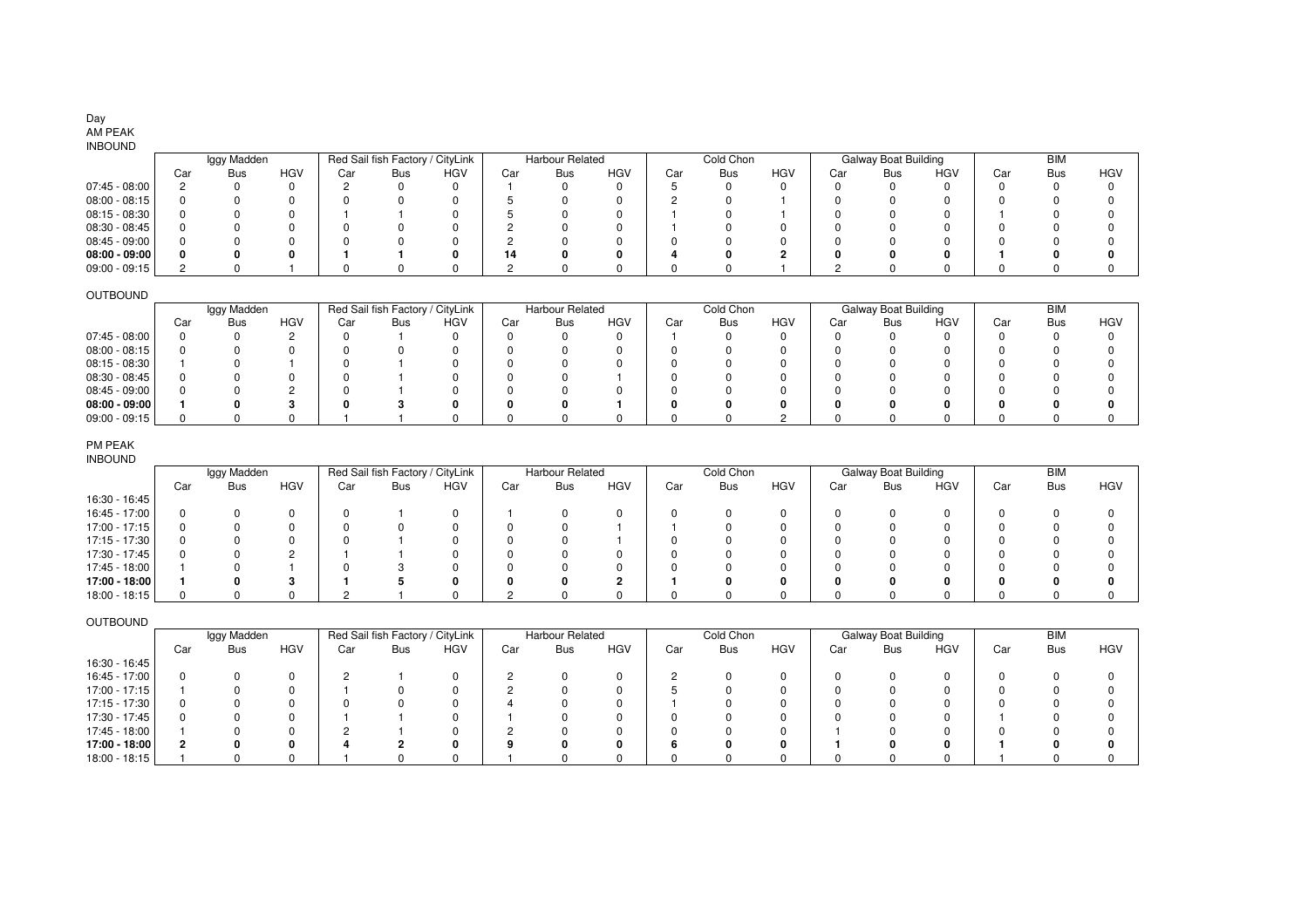Day

AM PEAK

INBOUND

| | Iggy Madden | | | Red Sail fish Factory / CityLink | | | Harbour Related | | | Cold Chon | | | Galway Boat Building | | | BIM | | |
|---|---|---|---|---|---|---|---|---|---|---|---|---|---|---|---|---|---|---|
| | Car | Bus | HGV | Car | Bus | HGV | Car | Bus | HGV | Car | Bus | HGV | Car | Bus | HGV | Car | Bus | HGV |
| 07:45 - 08:00 | 2 | 0 | 0 | 2 | 0 | 0 | 1 | 0 | 0 | 5 | 0 | 0 | 0 | 0 | 0 | 0 | 0 | 0 |
| 08:00 - 08:15 | 0 | 0 | 0 | 0 | 0 | 0 | 5 | 0 | 0 | 2 | 0 | 1 | 0 | 0 | 0 | 0 | 0 | 0 |
| 08:15 - 08:30 | 0 | 0 | 0 | 1 | 1 | 0 | 5 | 0 | 0 | 1 | 0 | 1 | 0 | 0 | 0 | 1 | 0 | 0 |
| 08:30 - 08:45 | 0 | 0 | 0 | 0 | 0 | 0 | 2 | 0 | 0 | 1 | 0 | 0 | 0 | 0 | 0 | 0 | 0 | 0 |
| 08:45 - 09:00 | 0 | 0 | 0 | 0 | 0 | 0 | 2 | 0 | 0 | 0 | 0 | 0 | 0 | 0 | 0 | 0 | 0 | 0 |
| **08:00 - 09:00** | **0** | **0** | **0** | **1** | **1** | **0** | **14** | **0** | **0** | **4** | **0** | **2** | **0** | **0** | **0** | **1** | **0** | **0** |
| 09:00 - 09:15 | 2 | 0 | 1 | 0 | 0 | 0 | 2 | 0 | 0 | 0 | 0 | 1 | 2 | 0 | 0 | 0 | 0 | 0 |

OUTBOUND

| | Iggy Madden | | | Red Sail fish Factory / CityLink | | | Harbour Related | | | Cold Chon | | | Galway Boat Building | | | BIM | | |
|---|---|---|---|---|---|---|---|---|---|---|---|---|---|---|---|---|---|---|
| | Car | Bus | HGV | Car | Bus | HGV | Car | Bus | HGV | Car | Bus | HGV | Car | Bus | HGV | Car | Bus | HGV |
| 07:45 - 08:00 | 0 | 0 | 2 | 0 | 1 | 0 | 0 | 0 | 0 | 1 | 0 | 0 | 0 | 0 | 0 | 0 | 0 | 0 |
| 08:00 - 08:15 | 0 | 0 | 0 | 0 | 0 | 0 | 0 | 0 | 0 | 0 | 0 | 0 | 0 | 0 | 0 | 0 | 0 | 0 |
| 08:15 - 08:30 | 1 | 0 | 1 | 0 | 1 | 0 | 0 | 0 | 0 | 0 | 0 | 0 | 0 | 0 | 0 | 0 | 0 | 0 |
| 08:30 - 08:45 | 0 | 0 | 0 | 0 | 1 | 0 | 0 | 0 | 1 | 0 | 0 | 0 | 0 | 0 | 0 | 0 | 0 | 0 |
| 08:45 - 09:00 | 0 | 0 | 2 | 0 | 1 | 0 | 0 | 0 | 0 | 0 | 0 | 0 | 0 | 0 | 0 | 0 | 0 | 0 |
| **08:00 - 09:00** | **1** | **0** | **3** | **0** | **3** | **0** | **0** | **0** | **1** | **0** | **0** | **0** | **0** | **0** | **0** | **0** | **0** | **0** |
| 09:00 - 09:15 | 0 | 0 | 0 | 1 | 1 | 0 | 0 | 0 | 0 | 0 | 0 | 2 | 0 | 0 | 0 | 0 | 0 | 0 |

PM PEAK

INBOUND

| | Iggy Madden | | | Red Sail fish Factory / CityLink | | | Harbour Related | | | Cold Chon | | | Galway Boat Building | | | BIM | | |
|---|---|---|---|---|---|---|---|---|---|---|---|---|---|---|---|---|---|---|
| | Car | Bus | HGV | Car | Bus | HGV | Car | Bus | HGV | Car | Bus | HGV | Car | Bus | HGV | Car | Bus | HGV |
| 16:30 - 16:45 | | | | | | | | | | | | | | | | | | |
| 16:45 - 17:00 | 0 | 0 | 0 | 0 | 1 | 0 | 1 | 0 | 0 | 0 | 0 | 0 | 0 | 0 | 0 | 0 | 0 | 0 |
| 17:00 - 17:15 | 0 | 0 | 0 | 0 | 0 | 0 | 0 | 0 | 1 | 1 | 0 | 0 | 0 | 0 | 0 | 0 | 0 | 0 |
| 17:15 - 17:30 | 0 | 0 | 0 | 0 | 1 | 0 | 0 | 0 | 1 | 0 | 0 | 0 | 0 | 0 | 0 | 0 | 0 | 0 |
| 17:30 - 17:45 | 0 | 0 | 2 | 1 | 1 | 0 | 0 | 0 | 0 | 0 | 0 | 0 | 0 | 0 | 0 | 0 | 0 | 0 |
| 17:45 - 18:00 | 1 | 0 | 1 | 0 | 3 | 0 | 0 | 0 | 0 | 0 | 0 | 0 | 0 | 0 | 0 | 0 | 0 | 0 |
| **17:00 - 18:00** | **1** | **0** | **3** | **1** | **5** | **0** | **0** | **0** | **2** | **1** | **0** | **0** | **0** | **0** | **0** | **0** | **0** | **0** |
| 18:00 - 18:15 | 0 | 0 | 0 | 2 | 1 | 0 | 2 | 0 | 0 | 0 | 0 | 0 | 0 | 0 | 0 | 0 | 0 | 0 |

OUTBOUND

| | Iggy Madden | | | Red Sail fish Factory / CityLink | | | Harbour Related | | | Cold Chon | | | Galway Boat Building | | | BIM | | |
|---|---|---|---|---|---|---|---|---|---|---|---|---|---|---|---|---|---|---|
| | Car | Bus | HGV | Car | Bus | HGV | Car | Bus | HGV | Car | Bus | HGV | Car | Bus | HGV | Car | Bus | HGV |
| 16:30 - 16:45 | | | | | | | | | | | | | | | | | | |
| 16:45 - 17:00 | 0 | 0 | 0 | 2 | 1 | 0 | 2 | 0 | 0 | 2 | 0 | 0 | 0 | 0 | 0 | 0 | 0 | 0 |
| 17:00 - 17:15 | 1 | 0 | 0 | 1 | 0 | 0 | 2 | 0 | 0 | 5 | 0 | 0 | 0 | 0 | 0 | 0 | 0 | 0 |
| 17:15 - 17:30 | 0 | 0 | 0 | 0 | 0 | 0 | 4 | 0 | 0 | 1 | 0 | 0 | 0 | 0 | 0 | 0 | 0 | 0 |
| 17:30 - 17:45 | 0 | 0 | 0 | 1 | 1 | 0 | 1 | 0 | 0 | 0 | 0 | 0 | 0 | 0 | 0 | 1 | 0 | 0 |
| 17:45 - 18:00 | 1 | 0 | 0 | 2 | 1 | 0 | 2 | 0 | 0 | 0 | 0 | 0 | 1 | 0 | 0 | 0 | 0 | 0 |
| **17:00 - 18:00** | **2** | **0** | **0** | **4** | **2** | **0** | **9** | **0** | **0** | **6** | **0** | **0** | **1** | **0** | **0** | **1** | **0** | **0** |
| 18:00 - 18:15 | 1 | 0 | 0 | 1 | 0 | 0 | 1 | 0 | 0 | 0 | 0 | 0 | 0 | 0 | 0 | 1 | 0 | 0 |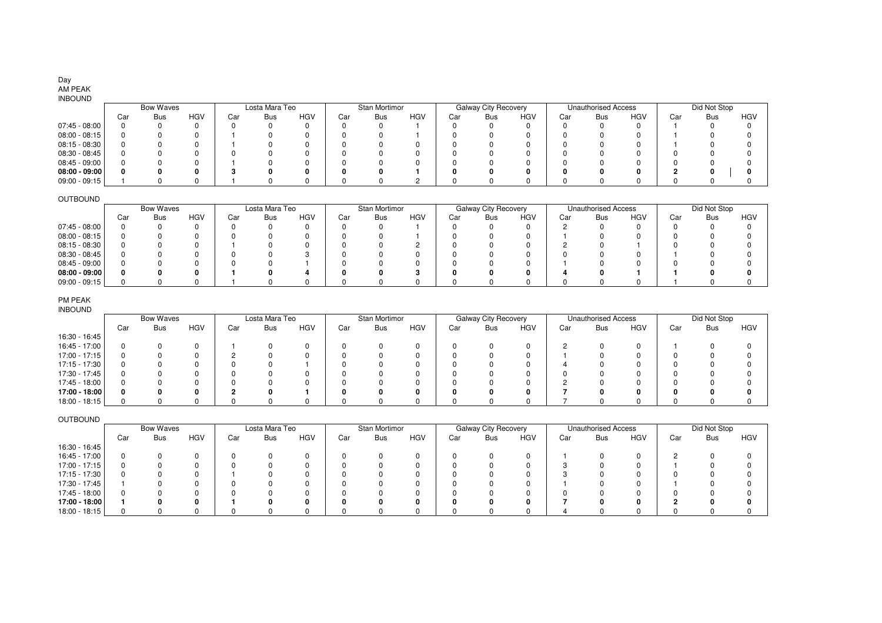Day

AM PEAK

INBOUND

| | Bow Waves | | | Losta Mara Teo | | | Stan Mortimor | | | Galway City Recovery | | | Unauthorised Access | | | Did Not Stop | | |
|---|---|---|---|---|---|---|---|---|---|---|---|---|---|---|---|---|---|---|
| | Car | Bus | HGV | Car | Bus | HGV | Car | Bus | HGV | Car | Bus | HGV | Car | Bus | HGV | Car | Bus | HGV |
| 07:45 - 08:00 | 0 | 0 | 0 | 0 | 0 | 0 | 0 | 0 | 1 | 0 | 0 | 0 | 0 | 0 | 0 | 1 | 0 | 0 |
| 08:00 - 08:15 | 0 | 0 | 0 | 1 | 0 | 0 | 0 | 0 | 1 | 0 | 0 | 0 | 0 | 0 | 0 | 1 | 0 | 0 |
| 08:15 - 08:30 | 0 | 0 | 0 | 1 | 0 | 0 | 0 | 0 | 0 | 0 | 0 | 0 | 0 | 0 | 0 | 1 | 0 | 0 |
| 08:30 - 08:45 | 0 | 0 | 0 | 0 | 0 | 0 | 0 | 0 | 0 | 0 | 0 | 0 | 0 | 0 | 0 | 0 | 0 | 0 |
| 08:45 - 09:00 | 0 | 0 | 0 | 1 | 0 | 0 | 0 | 0 | 0 | 0 | 0 | 0 | 0 | 0 | 0 | 0 | 0 | 0 |
| **08:00 - 09:00** | **0** | **0** | **0** | **3** | **0** | **0** | **0** | **0** | **1** | **0** | **0** | **0** | **0** | **0** | **0** | **2** | **0** | **0** |
| 09:00 - 09:15 | 1 | 0 | 0 | 1 | 0 | 0 | 0 | 0 | 2 | 0 | 0 | 0 | 0 | 0 | 0 | 0 | 0 | 0 |

OUTBOUND

| | Bow Waves | | | Losta Mara Teo | | | Stan Mortimor | | | Galway City Recovery | | | Unauthorised Access | | | Did Not Stop | | |
|---|---|---|---|---|---|---|---|---|---|---|---|---|---|---|---|---|---|---|
| | Car | Bus | HGV | Car | Bus | HGV | Car | Bus | HGV | Car | Bus | HGV | Car | Bus | HGV | Car | Bus | HGV |
| 07:45 - 08:00 | 0 | 0 | 0 | 0 | 0 | 0 | 0 | 0 | 1 | 0 | 0 | 0 | 2 | 0 | 0 | 0 | 0 | 0 |
| 08:00 - 08:15 | 0 | 0 | 0 | 0 | 0 | 0 | 0 | 0 | 1 | 0 | 0 | 0 | 1 | 0 | 0 | 0 | 0 | 0 |
| 08:15 - 08:30 | 0 | 0 | 0 | 1 | 0 | 0 | 0 | 0 | 2 | 0 | 0 | 0 | 2 | 0 | 1 | 0 | 0 | 0 |
| 08:30 - 08:45 | 0 | 0 | 0 | 0 | 0 | 3 | 0 | 0 | 0 | 0 | 0 | 0 | 0 | 0 | 0 | 1 | 0 | 0 |
| 08:45 - 09:00 | 0 | 0 | 0 | 0 | 0 | 1 | 0 | 0 | 0 | 0 | 0 | 0 | 1 | 0 | 0 | 0 | 0 | 0 |
| **08:00 - 09:00** | **0** | **0** | **0** | **1** | **0** | **4** | **0** | **0** | **3** | **0** | **0** | **0** | **4** | **0** | **1** | **1** | **0** | **0** |
| 09:00 - 09:15 | 0 | 0 | 0 | 1 | 0 | 0 | 0 | 0 | 0 | 0 | 0 | 0 | 0 | 0 | 0 | 1 | 0 | 0 |

PM PEAK

INBOUND

| | Bow Waves | | | Losta Mara Teo | | | Stan Mortimor | | | Galway City Recovery | | | Unauthorised Access | | | Did Not Stop | | |
|---|---|---|---|---|---|---|---|---|---|---|---|---|---|---|---|---|---|---|
| | Car | Bus | HGV | Car | Bus | HGV | Car | Bus | HGV | Car | Bus | HGV | Car | Bus | HGV | Car | Bus | HGV |
| 16:30 - 16:45 | | | | | | | | | | | | | | | | | | |
| 16:45 - 17:00 | 0 | 0 | 0 | 1 | 0 | 0 | 0 | 0 | 0 | 0 | 0 | 0 | 2 | 0 | 0 | 1 | 0 | 0 |
| 17:00 - 17:15 | 0 | 0 | 0 | 2 | 0 | 0 | 0 | 0 | 0 | 0 | 0 | 0 | 1 | 0 | 0 | 0 | 0 | 0 |
| 17:15 - 17:30 | 0 | 0 | 0 | 0 | 0 | 1 | 0 | 0 | 0 | 0 | 0 | 0 | 4 | 0 | 0 | 0 | 0 | 0 |
| 17:30 - 17:45 | 0 | 0 | 0 | 0 | 0 | 0 | 0 | 0 | 0 | 0 | 0 | 0 | 0 | 0 | 0 | 0 | 0 | 0 |
| 17:45 - 18:00 | 0 | 0 | 0 | 0 | 0 | 0 | 0 | 0 | 0 | 0 | 0 | 0 | 2 | 0 | 0 | 0 | 0 | 0 |
| **17:00 - 18:00** | **0** | **0** | **0** | **2** | **0** | **1** | **0** | **0** | **0** | **0** | **0** | **0** | **7** | **0** | **0** | **0** | **0** | **0** |
| 18:00 - 18:15 | 0 | 0 | 0 | 0 | 0 | 0 | 0 | 0 | 0 | 0 | 0 | 0 | 7 | 0 | 0 | 0 | 0 | 0 |

OUTBOUND

| | Bow Waves | | | Losta Mara Teo | | | Stan Mortimor | | | Galway City Recovery | | | Unauthorised Access | | | Did Not Stop | | |
|---|---|---|---|---|---|---|---|---|---|---|---|---|---|---|---|---|---|---|
| | Car | Bus | HGV | Car | Bus | HGV | Car | Bus | HGV | Car | Bus | HGV | Car | Bus | HGV | Car | Bus | HGV |
| 16:30 - 16:45 | | | | | | | | | | | | | | | | | | |
| 16:45 - 17:00 | 0 | 0 | 0 | 0 | 0 | 0 | 0 | 0 | 0 | 0 | 0 | 0 | 1 | 0 | 0 | 2 | 0 | 0 |
| 17:00 - 17:15 | 0 | 0 | 0 | 0 | 0 | 0 | 0 | 0 | 0 | 0 | 0 | 0 | 3 | 0 | 0 | 1 | 0 | 0 |
| 17:15 - 17:30 | 0 | 0 | 0 | 1 | 0 | 0 | 0 | 0 | 0 | 0 | 0 | 0 | 3 | 0 | 0 | 0 | 0 | 0 |
| 17:30 - 17:45 | 1 | 0 | 0 | 0 | 0 | 0 | 0 | 0 | 0 | 0 | 0 | 0 | 1 | 0 | 0 | 1 | 0 | 0 |
| 17:45 - 18:00 | 0 | 0 | 0 | 0 | 0 | 0 | 0 | 0 | 0 | 0 | 0 | 0 | 0 | 0 | 0 | 0 | 0 | 0 |
| **17:00 - 18:00** | **1** | **0** | **0** | **1** | **0** | **0** | **0** | **0** | **0** | **0** | **0** | **0** | **7** | **0** | **0** | **2** | **0** | **0** |
| 18:00 - 18:15 | 0 | 0 | 0 | 0 | 0 | 0 | 0 | 0 | 0 | 0 | 0 | 0 | 4 | 0 | 0 | 0 | 0 | 0 |